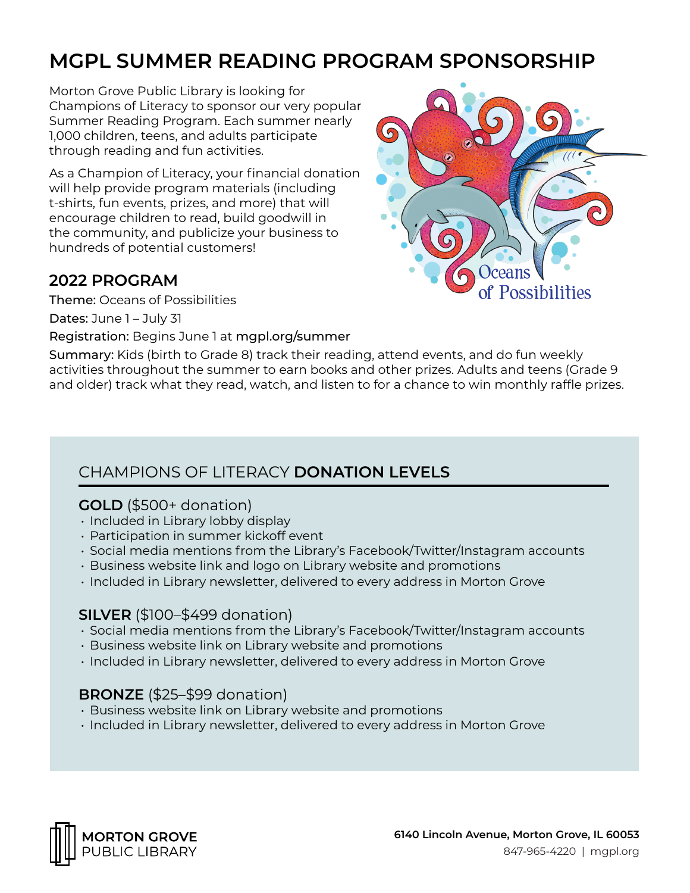# MGPL SUMMER READING PROGRAM SPONSORSHIP

Morton Grove Public Library is looking for Champions of Literacy to sponsor our very popular Summer Reading Program. Each summer nearly 1,000 children, teens, and adults participate through reading and fun activities.

As a Champion of Literacy, your financial donation will help provide program materials (including t-shirts, fun events, prizes, and more) that will encourage children to read, build goodwill in the community, and publicize your business to hundreds of potential customers!

## 2022 PROGRAM

**Theme:** Oceans of Possibilities

**Dates:** June 1 – July 31

**Registration:** Begins June 1 at **mgpl.org/summer**

**Summary:** Kids (birth to Grade 8) track their reading, attend events, and do fun weekly activities throughout the summer to earn books and other prizes. Adults and teens (Grade 9 and older) track what they read, watch, and listen to for a chance to win monthly raffle prizes.

## CHAMPIONS OF LITERACY **DONATION LEVELS**

### **GOLD** ($500+ donation)

- Included in Library lobby display
- Participation in summer kickoff event
- Social media mentions from the Library's Facebook/Twitter/Instagram accounts
- Business website link and logo on Library website and promotions
- Included in Library newsletter, delivered to every address in Morton Grove

### **SILVER** ($100–$499 donation)

- Social media mentions from the Library's Facebook/Twitter/Instagram accounts
- Business website link on Library website and promotions
- Included in Library newsletter, delivered to every address in Morton Grove

### **BRONZE** ($25–$99 donation)

- Business website link on Library website and promotions
- Included in Library newsletter, delivered to every address in Morton Grove

**MORTON GROVE**
PUBLIC LIBRARY

**6140 Lincoln Avenue, Morton Grove, IL 60053**
847-965-4220 | mgpl.org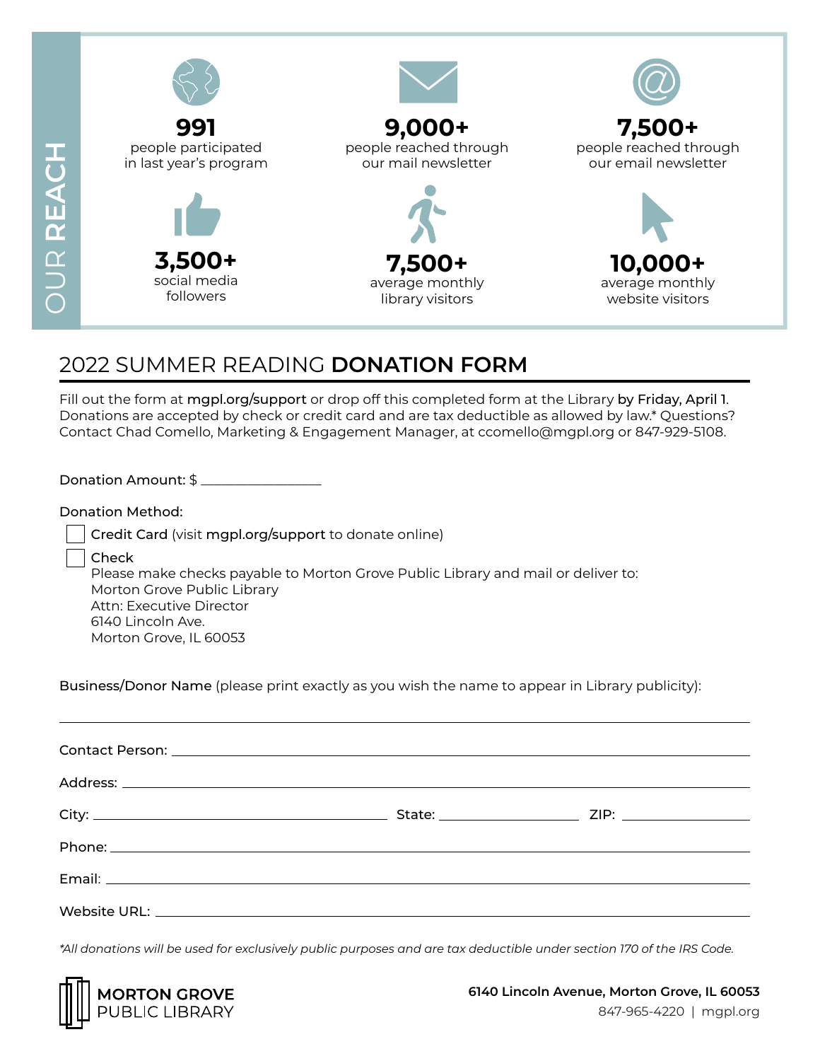## OUR REACH

**991**
people participated in last year's program

**9,000+**
people reached through our mail newsletter

**7,500+**
people reached through our email newsletter

**3,500+**
social media followers

**7,500+**
average monthly library visitors

**10,000+**
average monthly website visitors

# 2022 SUMMER READING **DONATION FORM**

Fill out the form at mgpl.org/support or drop off this completed form at the Library by Friday, April 1. Donations are accepted by check or credit card and are tax deductible as allowed by law.* Questions? Contact Chad Comello, Marketing & Engagement Manager, at ccomello@mgpl.org or 847-929-5108.

Donation Amount: $ ________________

Donation Method:

- ☐ Credit Card (visit mgpl.org/support to donate online)
- ☐ Check
  Please make checks payable to Morton Grove Public Library and mail or deliver to:
  Morton Grove Public Library
  Attn: Executive Director
  6140 Lincoln Ave.
  Morton Grove, IL 60053

Business/Donor Name (please print exactly as you wish the name to appear in Library publicity):

________________________________________________

Contact Person: ________________________________

Address: ______________________________________

City: ____________________ State: ____________ ZIP: ____________

Phone: ________________________________________

Email: ________________________________________

Website URL: __________________________________

*All donations will be used for exclusively public purposes and are tax deductible under section 170 of the IRS Code.*

**MORTON GROVE**
PUBLIC LIBRARY

**6140 Lincoln Avenue, Morton Grove, IL 60053**
847-965-4220 | mgpl.org